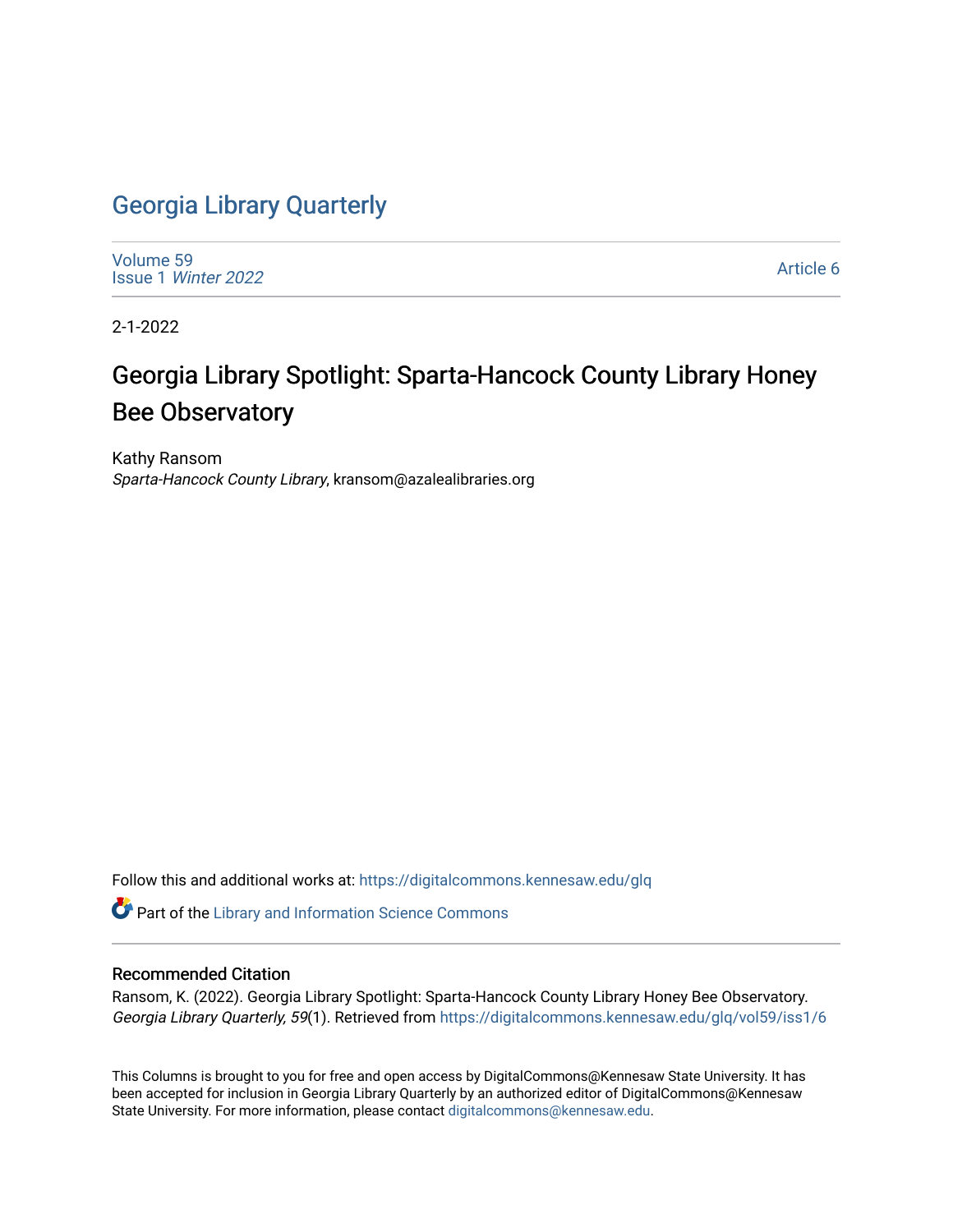# Georgia Library Quarterly

Volume 59
Issue 1 *Winter 2022*

Article 6

2-1-2022

## Georgia Library Spotlight: Sparta-Hancock County Library Honey Bee Observatory

Kathy Ransom
*Sparta-Hancock County Library*, kransom@azalealibraries.org

Follow this and additional works at: https://digitalcommons.kennesaw.edu/glq

Part of the Library and Information Science Commons

### Recommended Citation

Ransom, K. (2022). Georgia Library Spotlight: Sparta-Hancock County Library Honey Bee Observatory. *Georgia Library Quarterly, 59*(1). Retrieved from https://digitalcommons.kennesaw.edu/glq/vol59/iss1/6

This Columns is brought to you for free and open access by DigitalCommons@Kennesaw State University. It has been accepted for inclusion in Georgia Library Quarterly by an authorized editor of DigitalCommons@Kennesaw State University. For more information, please contact digitalcommons@kennesaw.edu.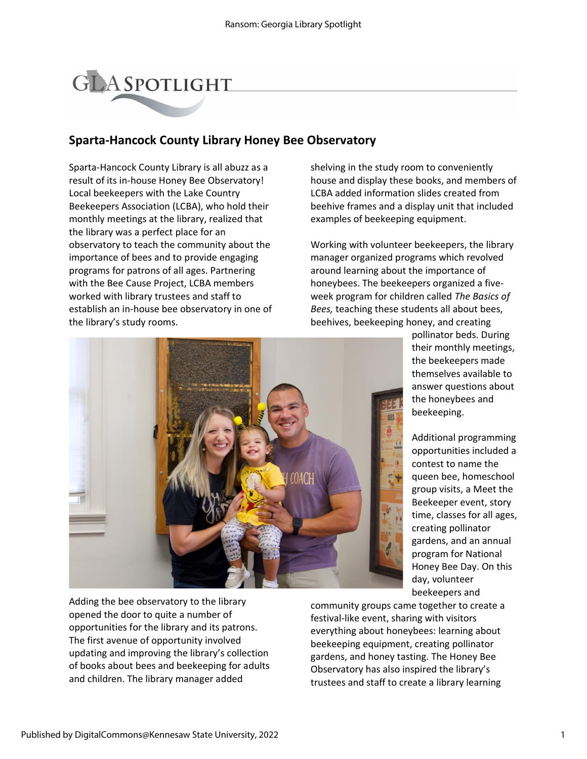## Sparta-Hancock County Library Honey Bee Observatory

Sparta-Hancock County Library is all abuzz as a result of its in-house Honey Bee Observatory! Local beekeepers with the Lake Country Beekeepers Association (LCBA), who hold their monthly meetings at the library, realized that the library was a perfect place for an observatory to teach the community about the importance of bees and to provide engaging programs for patrons of all ages. Partnering with the Bee Cause Project, LCBA members worked with library trustees and staff to establish an in-house bee observatory in one of the library's study rooms.

Adding the bee observatory to the library opened the door to quite a number of opportunities for the library and its patrons. The first avenue of opportunity involved updating and improving the library's collection of books about bees and beekeeping for adults and children. The library manager added shelving in the study room to conveniently house and display these books, and members of LCBA added information slides created from beehive frames and a display unit that included examples of beekeeping equipment.

Working with volunteer beekeepers, the library manager organized programs which revolved around learning about the importance of honeybees. The beekeepers organized a five-week program for children called *The Basics of Bees,* teaching these students all about bees, beehives, beekeeping honey, and creating pollinator beds. During their monthly meetings, the beekeepers made themselves available to answer questions about the honeybees and beekeeping.

Additional programming opportunities included a contest to name the queen bee, homeschool group visits, a Meet the Beekeeper event, story time, classes for all ages, creating pollinator gardens, and an annual program for National Honey Bee Day. On this day, volunteer beekeepers and community groups came together to create a festival-like event, sharing with visitors everything about honeybees: learning about beekeeping equipment, creating pollinator gardens, and honey tasting. The Honey Bee Observatory has also inspired the library's trustees and staff to create a library learning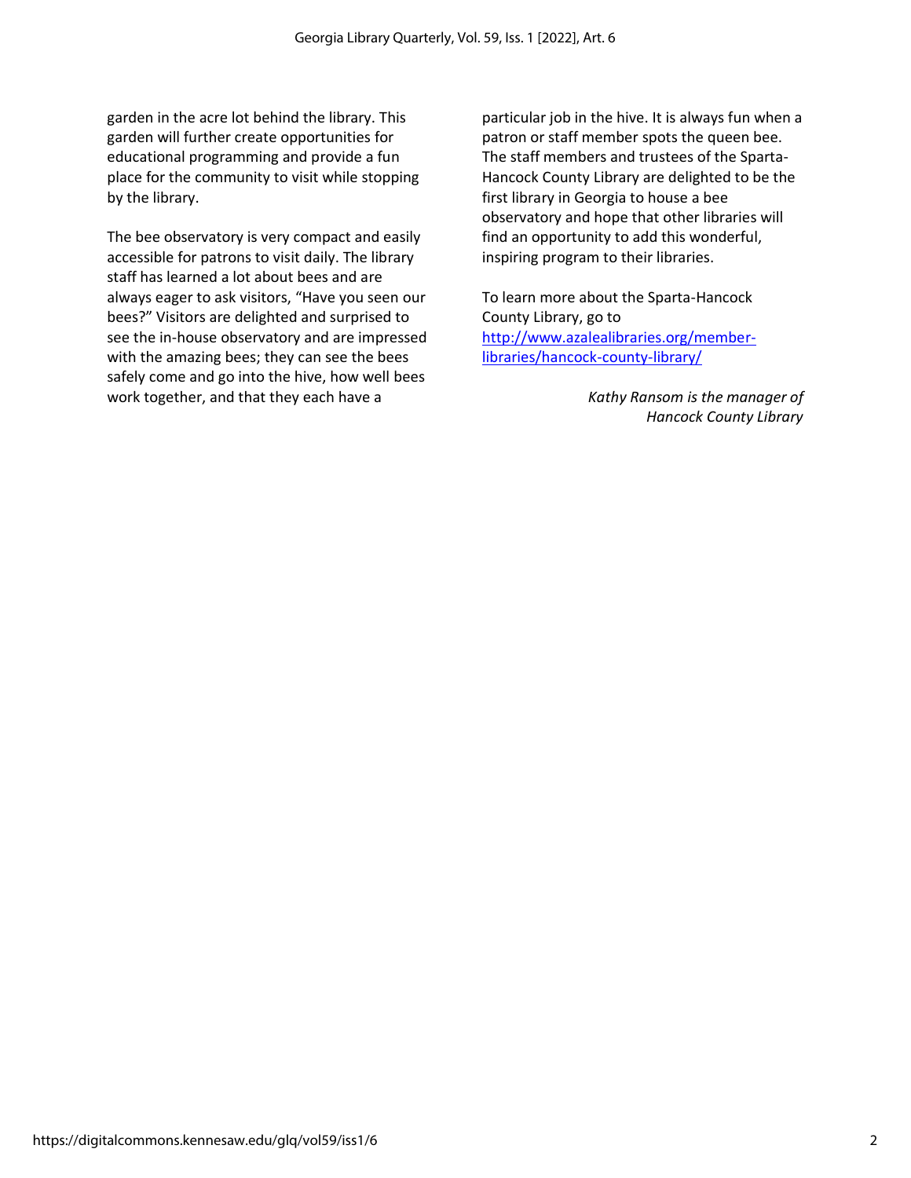garden in the acre lot behind the library. This garden will further create opportunities for educational programming and provide a fun place for the community to visit while stopping by the library.

The bee observatory is very compact and easily accessible for patrons to visit daily. The library staff has learned a lot about bees and are always eager to ask visitors, "Have you seen our bees?" Visitors are delighted and surprised to see the in-house observatory and are impressed with the amazing bees; they can see the bees safely come and go into the hive, how well bees work together, and that they each have a particular job in the hive. It is always fun when a patron or staff member spots the queen bee. The staff members and trustees of the Sparta-Hancock County Library are delighted to be the first library in Georgia to house a bee observatory and hope that other libraries will find an opportunity to add this wonderful, inspiring program to their libraries.

To learn more about the Sparta-Hancock County Library, go to [http://www.azalealibraries.org/member-libraries/hancock-county-library/](http://www.azalealibraries.org/member-libraries/hancock-county-library/)

*Kathy Ransom is the manager of Hancock County Library*